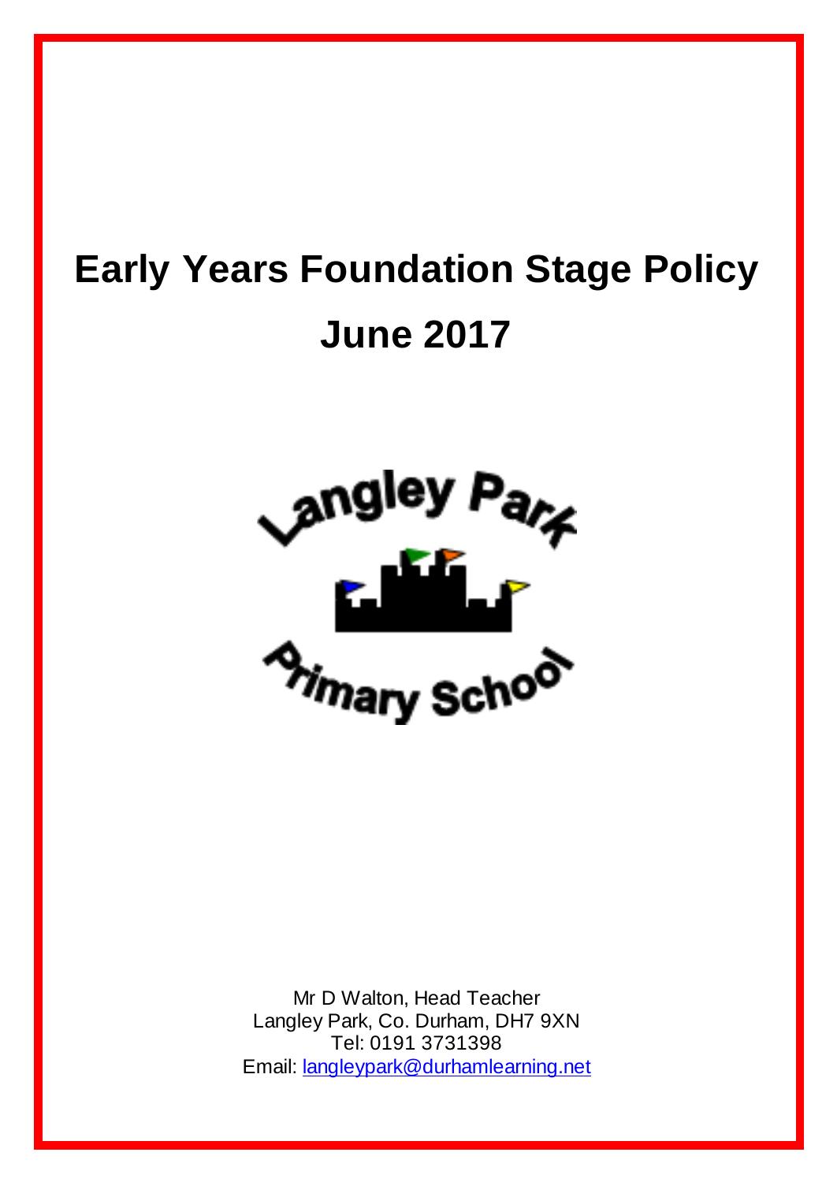# Early Years Foundation Stage Policy

# June 2017

Langley Park

Primary School

Mr D Walton, Head Teacher
Langley Park, Co. Durham, DH7 9XN
Tel: 0191 3731398
Email: [langleypark@durhamlearning.net](mailto:langleypark@durhamlearning.net)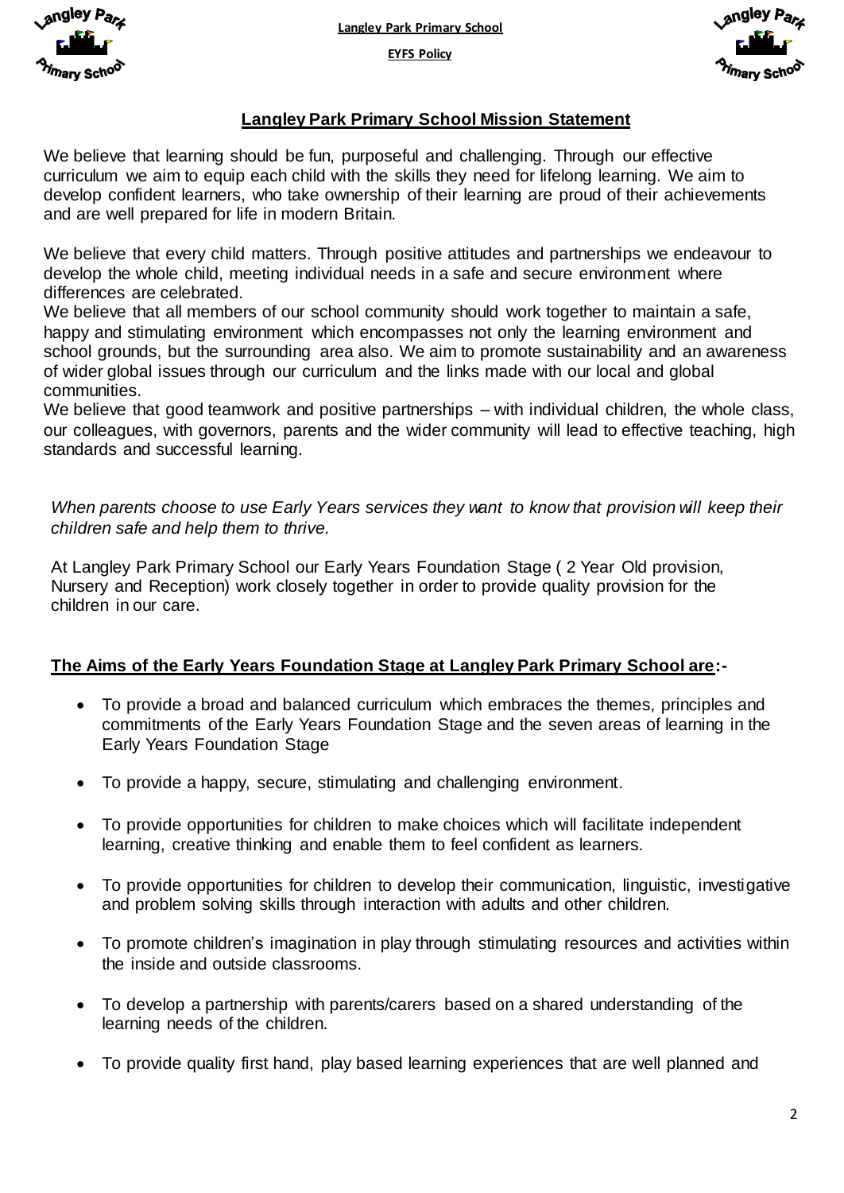## Langley Park Primary School Mission Statement

We believe that learning should be fun, purposeful and challenging. Through our effective curriculum we aim to equip each child with the skills they need for lifelong learning. We aim to develop confident learners, who take ownership of their learning are proud of their achievements and are well prepared for life in modern Britain.

We believe that every child matters. Through positive attitudes and partnerships we endeavour to develop the whole child, meeting individual needs in a safe and secure environment where differences are celebrated.

We believe that all members of our school community should work together to maintain a safe, happy and stimulating environment which encompasses not only the learning environment and school grounds, but the surrounding area also. We aim to promote sustainability and an awareness of wider global issues through our curriculum and the links made with our local and global communities.

We believe that good teamwork and positive partnerships – with individual children, the whole class, our colleagues, with governors, parents and the wider community will lead to effective teaching, high standards and successful learning.

*When parents choose to use Early Years services they want to know that provision will keep their children safe and help them to thrive.*

At Langley Park Primary School our Early Years Foundation Stage ( 2 Year Old provision, Nursery and Reception) work closely together in order to provide quality provision for the children in our care.

### The Aims of the Early Years Foundation Stage at Langley Park Primary School are:-

- To provide a broad and balanced curriculum which embraces the themes, principles and commitments of the Early Years Foundation Stage and the seven areas of learning in the Early Years Foundation Stage
- To provide a happy, secure, stimulating and challenging environment.
- To provide opportunities for children to make choices which will facilitate independent learning, creative thinking and enable them to feel confident as learners.
- To provide opportunities for children to develop their communication, linguistic, investigative and problem solving skills through interaction with adults and other children.
- To promote children's imagination in play through stimulating resources and activities within the inside and outside classrooms.
- To develop a partnership with parents/carers based on a shared understanding of the learning needs of the children.
- To provide quality first hand, play based learning experiences that are well planned and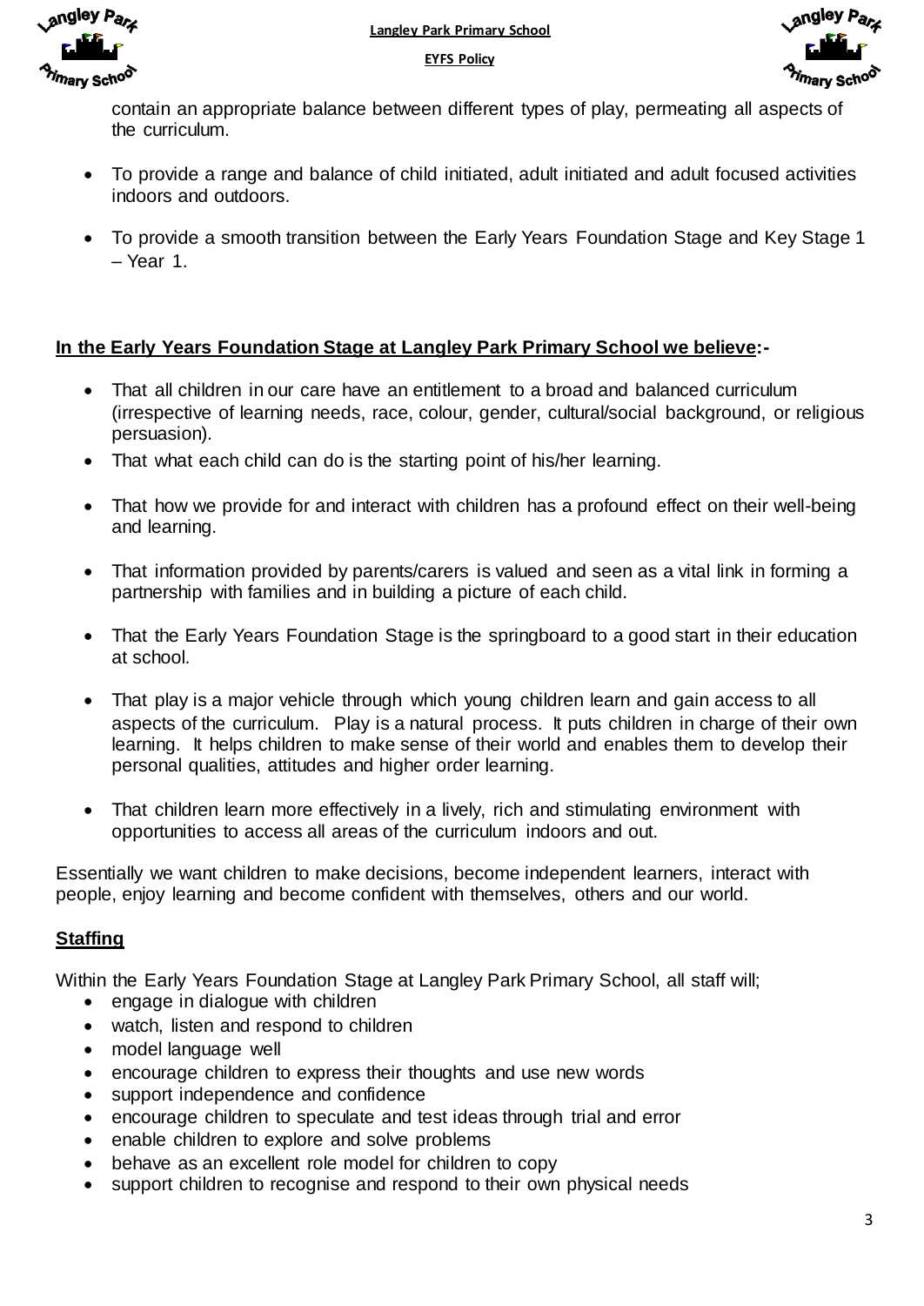contain an appropriate balance between different types of play, permeating all aspects of the curriculum.

- To provide a range and balance of child initiated, adult initiated and adult focused activities indoors and outdoors.
- To provide a smooth transition between the Early Years Foundation Stage and Key Stage 1 – Year 1.

**In the Early Years Foundation Stage at Langley Park Primary School we believe:-**

- That all children in our care have an entitlement to a broad and balanced curriculum (irrespective of learning needs, race, colour, gender, cultural/social background, or religious persuasion).
- That what each child can do is the starting point of his/her learning.
- That how we provide for and interact with children has a profound effect on their well-being and learning.
- That information provided by parents/carers is valued and seen as a vital link in forming a partnership with families and in building a picture of each child.
- That the Early Years Foundation Stage is the springboard to a good start in their education at school.
- That play is a major vehicle through which young children learn and gain access to all aspects of the curriculum. Play is a natural process. It puts children in charge of their own learning. It helps children to make sense of their world and enables them to develop their personal qualities, attitudes and higher order learning.
- That children learn more effectively in a lively, rich and stimulating environment with opportunities to access all areas of the curriculum indoors and out.

Essentially we want children to make decisions, become independent learners, interact with people, enjoy learning and become confident with themselves, others and our world.

## Staffing

Within the Early Years Foundation Stage at Langley Park Primary School, all staff will;

- engage in dialogue with children
- watch, listen and respond to children
- model language well
- encourage children to express their thoughts and use new words
- support independence and confidence
- encourage children to speculate and test ideas through trial and error
- enable children to explore and solve problems
- behave as an excellent role model for children to copy
- support children to recognise and respond to their own physical needs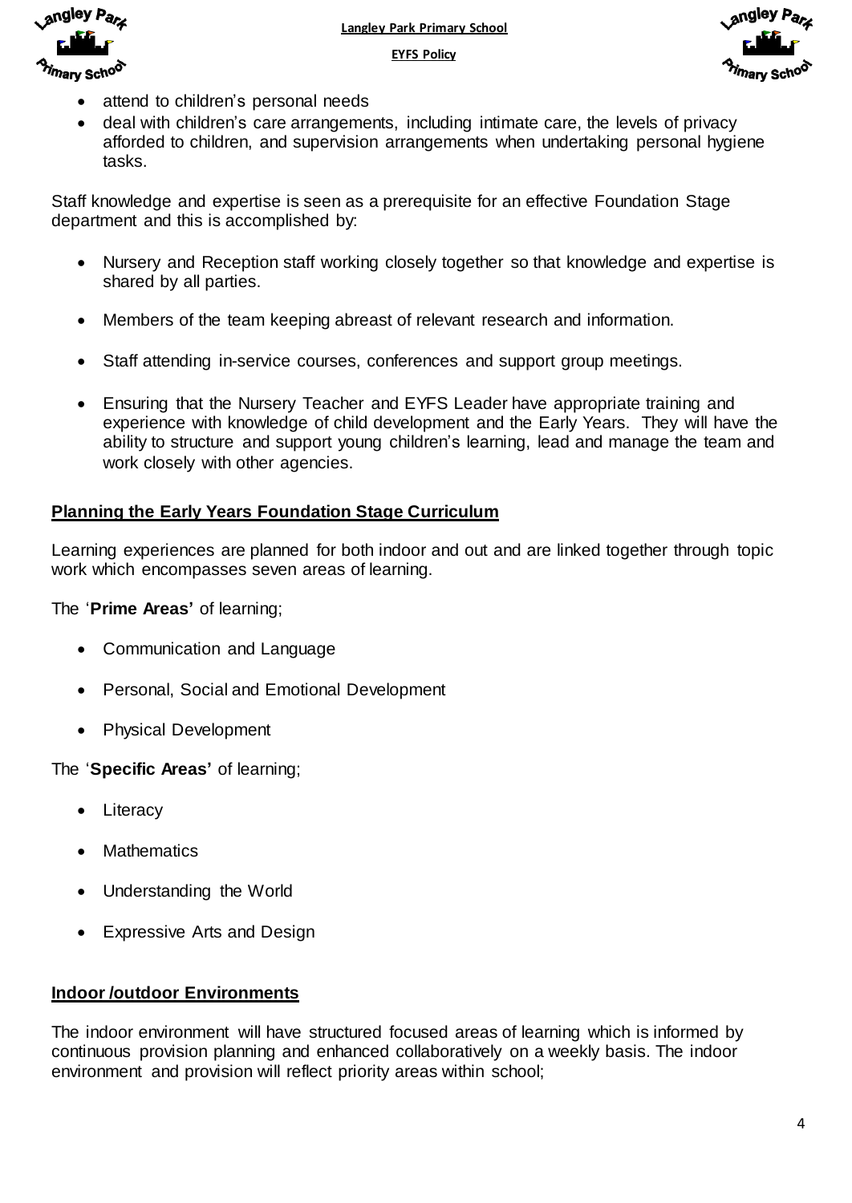- attend to children's personal needs
- deal with children's care arrangements, including intimate care, the levels of privacy afforded to children, and supervision arrangements when undertaking personal hygiene tasks.

Staff knowledge and expertise is seen as a prerequisite for an effective Foundation Stage department and this is accomplished by:

- Nursery and Reception staff working closely together so that knowledge and expertise is shared by all parties.
- Members of the team keeping abreast of relevant research and information.
- Staff attending in-service courses, conferences and support group meetings.
- Ensuring that the Nursery Teacher and EYFS Leader have appropriate training and experience with knowledge of child development and the Early Years. They will have the ability to structure and support young children's learning, lead and manage the team and work closely with other agencies.

## Planning the Early Years Foundation Stage Curriculum

Learning experiences are planned for both indoor and out and are linked together through topic work which encompasses seven areas of learning.

The '**Prime Areas'** of learning;

- Communication and Language
- Personal, Social and Emotional Development
- Physical Development

The '**Specific Areas'** of learning;

- Literacy
- Mathematics
- Understanding the World
- Expressive Arts and Design

## Indoor /outdoor Environments

The indoor environment will have structured focused areas of learning which is informed by continuous provision planning and enhanced collaboratively on a weekly basis. The indoor environment and provision will reflect priority areas within school;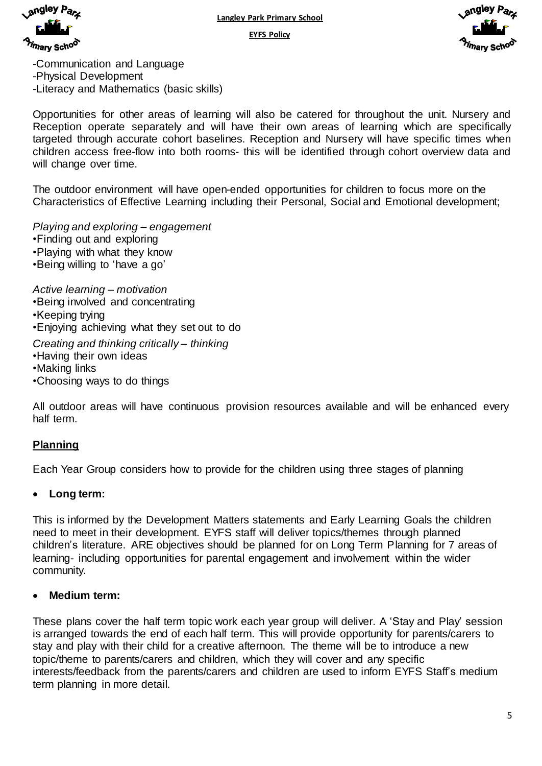-Communication and Language
-Physical Development
-Literacy and Mathematics (basic skills)

Opportunities for other areas of learning will also be catered for throughout the unit. Nursery and Reception operate separately and will have their own areas of learning which are specifically targeted through accurate cohort baselines. Reception and Nursery will have specific times when children access free-flow into both rooms- this will be identified through cohort overview data and will change over time.

The outdoor environment will have open-ended opportunities for children to focus more on the Characteristics of Effective Learning including their Personal, Social and Emotional development;

*Playing and exploring – engagement*
•Finding out and exploring
•Playing with what they know
•Being willing to 'have a go'

*Active learning – motivation*
•Being involved and concentrating
•Keeping trying
•Enjoying achieving what they set out to do

*Creating and thinking critically – thinking*
•Having their own ideas
•Making links
•Choosing ways to do things

All outdoor areas will have continuous provision resources available and will be enhanced every half term.

## Planning

Each Year Group considers how to provide for the children using three stages of planning

- **Long term:**

This is informed by the Development Matters statements and Early Learning Goals the children need to meet in their development. EYFS staff will deliver topics/themes through planned children's literature. ARE objectives should be planned for on Long Term Planning for 7 areas of learning- including opportunities for parental engagement and involvement within the wider community.

- **Medium term:**

These plans cover the half term topic work each year group will deliver. A 'Stay and Play' session is arranged towards the end of each half term. This will provide opportunity for parents/carers to stay and play with their child for a creative afternoon. The theme will be to introduce a new topic/theme to parents/carers and children, which they will cover and any specific interests/feedback from the parents/carers and children are used to inform EYFS Staff's medium term planning in more detail.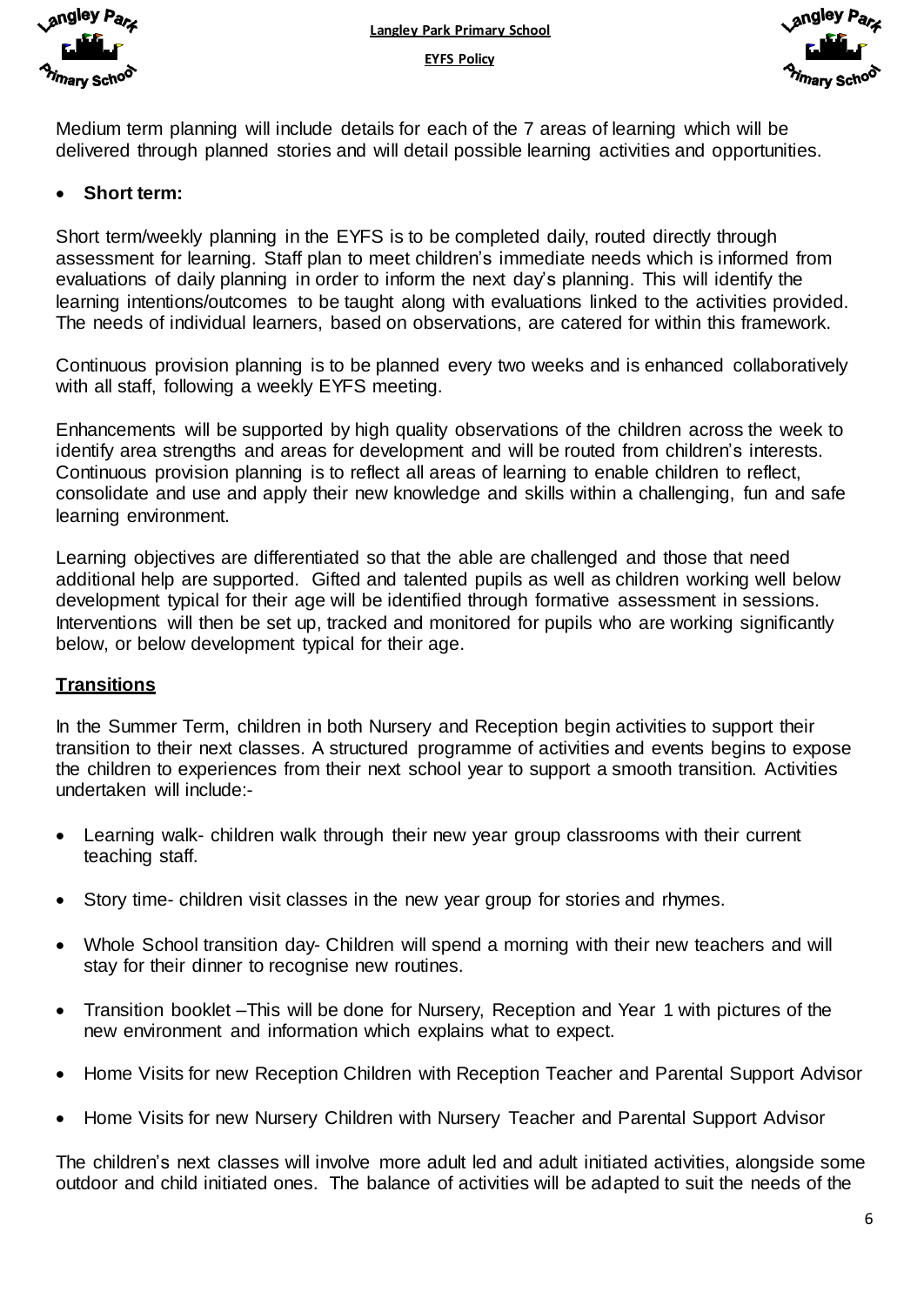Medium term planning will include details for each of the 7 areas of learning which will be delivered through planned stories and will detail possible learning activities and opportunities.

- **Short term:**

Short term/weekly planning in the EYFS is to be completed daily, routed directly through assessment for learning. Staff plan to meet children's immediate needs which is informed from evaluations of daily planning in order to inform the next day's planning. This will identify the learning intentions/outcomes to be taught along with evaluations linked to the activities provided. The needs of individual learners, based on observations, are catered for within this framework.

Continuous provision planning is to be planned every two weeks and is enhanced collaboratively with all staff, following a weekly EYFS meeting.

Enhancements will be supported by high quality observations of the children across the week to identify area strengths and areas for development and will be routed from children's interests. Continuous provision planning is to reflect all areas of learning to enable children to reflect, consolidate and use and apply their new knowledge and skills within a challenging, fun and safe learning environment.

Learning objectives are differentiated so that the able are challenged and those that need additional help are supported. Gifted and talented pupils as well as children working well below development typical for their age will be identified through formative assessment in sessions. Interventions will then be set up, tracked and monitored for pupils who are working significantly below, or below development typical for their age.

## Transitions

In the Summer Term, children in both Nursery and Reception begin activities to support their transition to their next classes. A structured programme of activities and events begins to expose the children to experiences from their next school year to support a smooth transition. Activities undertaken will include:-

- Learning walk- children walk through their new year group classrooms with their current teaching staff.
- Story time- children visit classes in the new year group for stories and rhymes.
- Whole School transition day- Children will spend a morning with their new teachers and will stay for their dinner to recognise new routines.
- Transition booklet –This will be done for Nursery, Reception and Year 1 with pictures of the new environment and information which explains what to expect.
- Home Visits for new Reception Children with Reception Teacher and Parental Support Advisor
- Home Visits for new Nursery Children with Nursery Teacher and Parental Support Advisor

The children's next classes will involve more adult led and adult initiated activities, alongside some outdoor and child initiated ones. The balance of activities will be adapted to suit the needs of the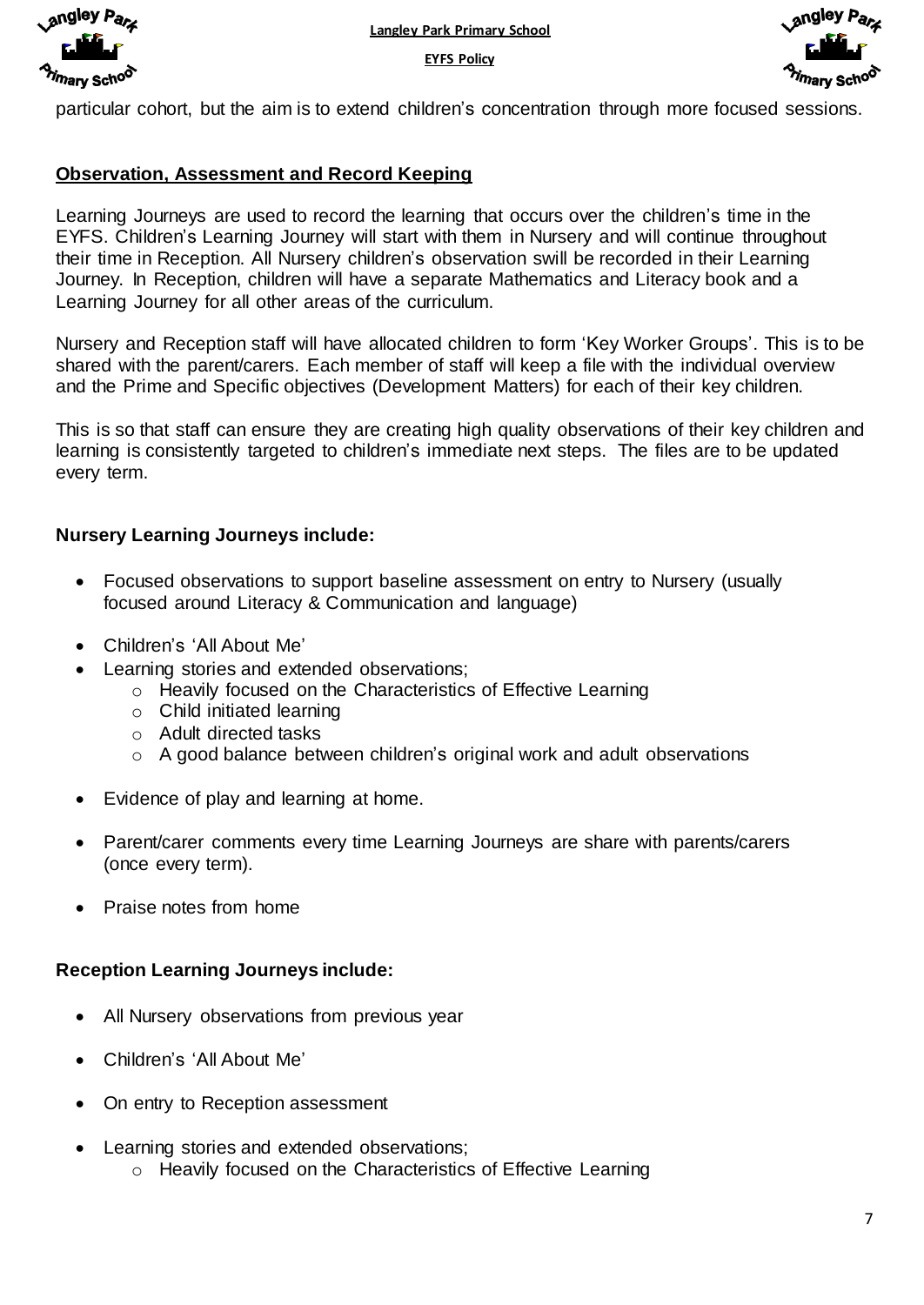particular cohort, but the aim is to extend children's concentration through more focused sessions.

## Observation, Assessment and Record Keeping

Learning Journeys are used to record the learning that occurs over the children's time in the EYFS. Children's Learning Journey will start with them in Nursery and will continue throughout their time in Reception. All Nursery children's observation swill be recorded in their Learning Journey. In Reception, children will have a separate Mathematics and Literacy book and a Learning Journey for all other areas of the curriculum.

Nursery and Reception staff will have allocated children to form 'Key Worker Groups'. This is to be shared with the parent/carers. Each member of staff will keep a file with the individual overview and the Prime and Specific objectives (Development Matters) for each of their key children.

This is so that staff can ensure they are creating high quality observations of their key children and learning is consistently targeted to children's immediate next steps. The files are to be updated every term.

### Nursery Learning Journeys include:

- Focused observations to support baseline assessment on entry to Nursery (usually focused around Literacy & Communication and language)
- Children's 'All About Me'
- Learning stories and extended observations;
  - Heavily focused on the Characteristics of Effective Learning
  - Child initiated learning
  - Adult directed tasks
  - A good balance between children's original work and adult observations
- Evidence of play and learning at home.
- Parent/carer comments every time Learning Journeys are share with parents/carers (once every term).
- Praise notes from home

### Reception Learning Journeys include:

- All Nursery observations from previous year
- Children's 'All About Me'
- On entry to Reception assessment
- Learning stories and extended observations;
  - Heavily focused on the Characteristics of Effective Learning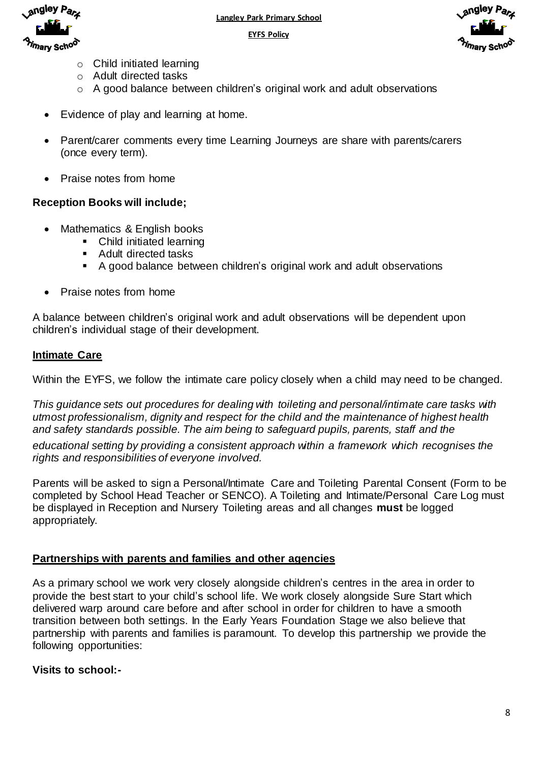- Child initiated learning
  - Adult directed tasks
  - A good balance between children's original work and adult observations

- Evidence of play and learning at home.

- Parent/carer comments every time Learning Journeys are share with parents/carers (once every term).

- Praise notes from home

**Reception Books will include;**

- Mathematics & English books
  - Child initiated learning
  - Adult directed tasks
  - A good balance between children's original work and adult observations

- Praise notes from home

A balance between children's original work and adult observations will be dependent upon children's individual stage of their development.

## Intimate Care

Within the EYFS, we follow the intimate care policy closely when a child may need to be changed.

*This guidance sets out procedures for dealing with toileting and personal/intimate care tasks with utmost professionalism, dignity and respect for the child and the maintenance of highest health and safety standards possible. The aim being to safeguard pupils, parents, staff and the educational setting by providing a consistent approach within a framework which recognises the rights and responsibilities of everyone involved.*

Parents will be asked to sign a Personal/Intimate Care and Toileting Parental Consent (Form to be completed by School Head Teacher or SENCO). A Toileting and Intimate/Personal Care Log must be displayed in Reception and Nursery Toileting areas and all changes **must** be logged appropriately.

## Partnerships with parents and families and other agencies

As a primary school we work very closely alongside children's centres in the area in order to provide the best start to your child's school life. We work closely alongside Sure Start which delivered warp around care before and after school in order for children to have a smooth transition between both settings. In the Early Years Foundation Stage we also believe that partnership with parents and families is paramount. To develop this partnership we provide the following opportunities:

**Visits to school:-**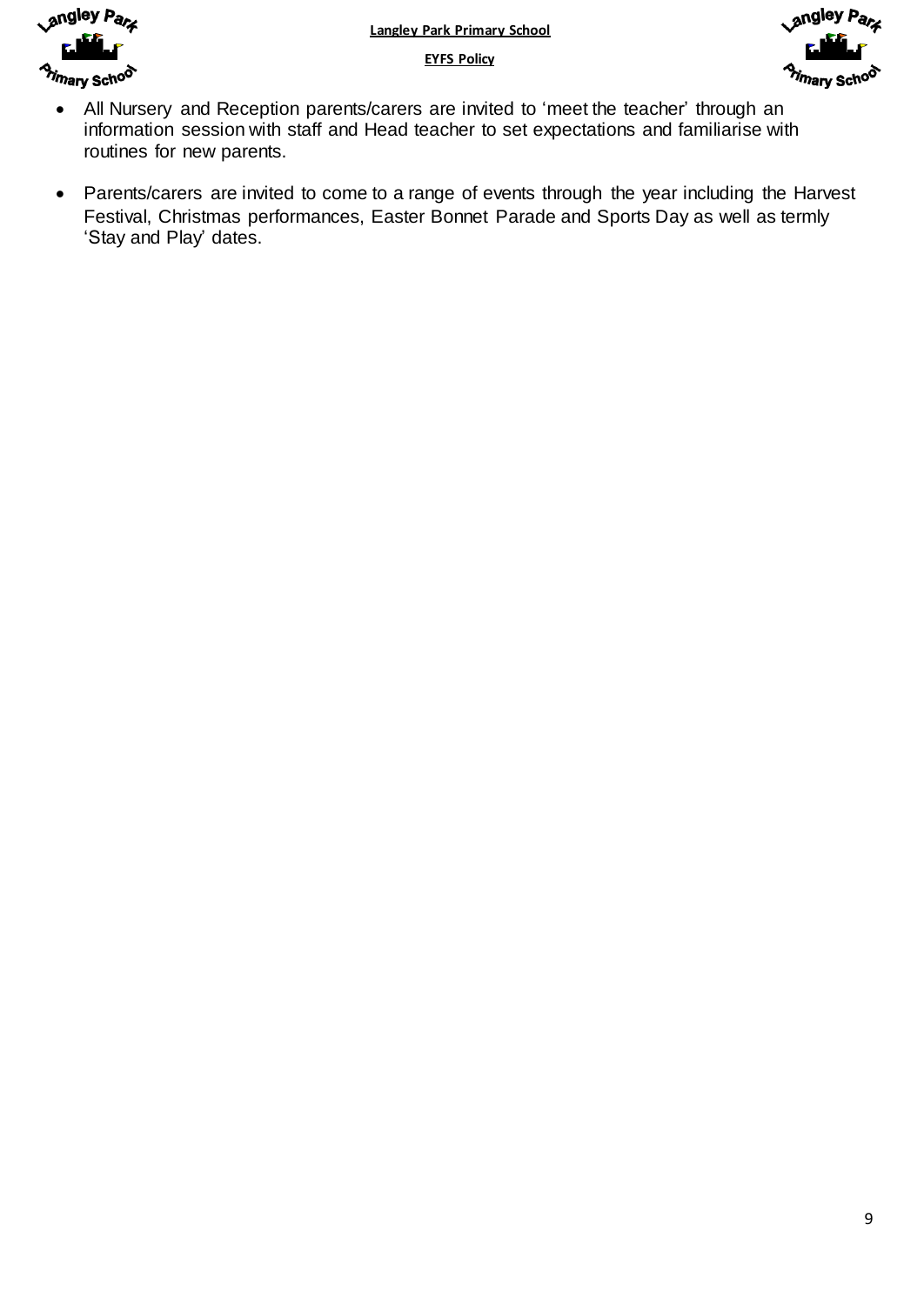- All Nursery and Reception parents/carers are invited to 'meet the teacher' through an information session with staff and Head teacher to set expectations and familiarise with routines for new parents.
- Parents/carers are invited to come to a range of events through the year including the Harvest Festival, Christmas performances, Easter Bonnet Parade and Sports Day as well as termly 'Stay and Play' dates.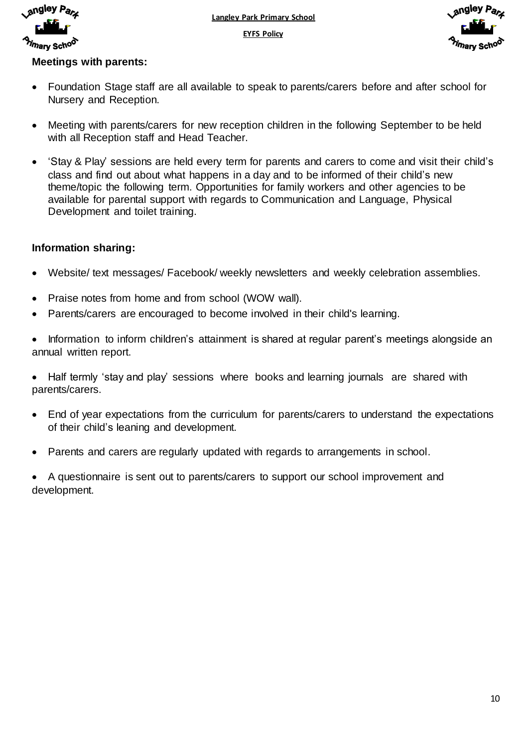**Meetings with parents:**

- Foundation Stage staff are all available to speak to parents/carers before and after school for Nursery and Reception.
- Meeting with parents/carers for new reception children in the following September to be held with all Reception staff and Head Teacher.
- 'Stay & Play' sessions are held every term for parents and carers to come and visit their child's class and find out about what happens in a day and to be informed of their child's new theme/topic the following term. Opportunities for family workers and other agencies to be available for parental support with regards to Communication and Language, Physical Development and toilet training.

**Information sharing:**

- Website/ text messages/ Facebook/ weekly newsletters and weekly celebration assemblies.
- Praise notes from home and from school (WOW wall).
- Parents/carers are encouraged to become involved in their child's learning.
- Information to inform children's attainment is shared at regular parent's meetings alongside an annual written report.
- Half termly 'stay and play' sessions where books and learning journals are shared with parents/carers.
- End of year expectations from the curriculum for parents/carers to understand the expectations of their child's leaning and development.
- Parents and carers are regularly updated with regards to arrangements in school.
- A questionnaire is sent out to parents/carers to support our school improvement and development.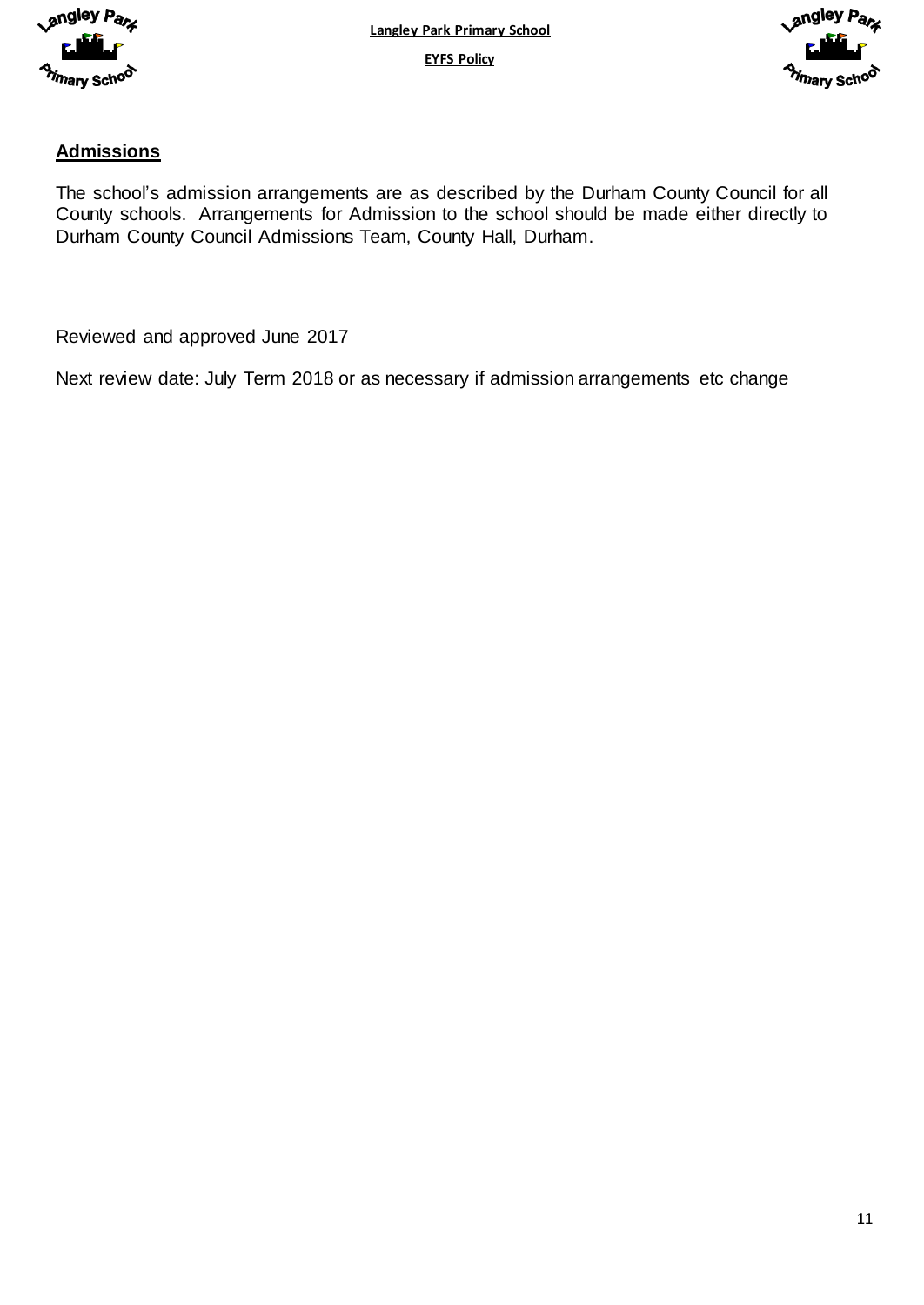## Admissions

The school's admission arrangements are as described by the Durham County Council for all County schools. Arrangements for Admission to the school should be made either directly to Durham County Council Admissions Team, County Hall, Durham.

Reviewed and approved June 2017

Next review date: July Term 2018 or as necessary if admission arrangements etc change